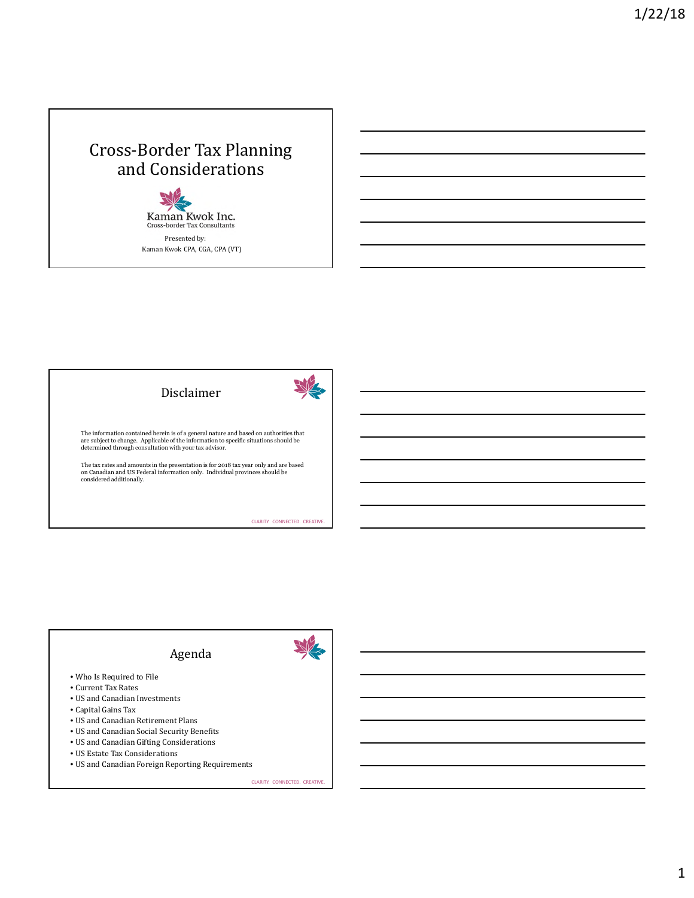# Cross-Border Tax Planning and Considerations

Kaman Kwok Inc.
Cross-border Tax Consultants

Presented by:
Kaman Kwok CPA, CGA, CPA (VT)

## Disclaimer

The information contained herein is of a general nature and based on authorities that are subject to change. Applicable of the information to specific situations should be determined through consultation with your tax advisor.

The tax rates and amounts in the presentation is for 2018 tax year only and are based on Canadian and US Federal information only. Individual provinces should be considered additionally.

CLARITY. CONNECTED. CREATIVE.

## Agenda

- Who Is Required to File
- Current Tax Rates
- US and Canadian Investments
- Capital Gains Tax
- US and Canadian Retirement Plans
- US and Canadian Social Security Benefits
- US and Canadian Gifting Considerations
- US Estate Tax Considerations
- US and Canadian Foreign Reporting Requirements

CLARITY. CONNECTED. CREATIVE.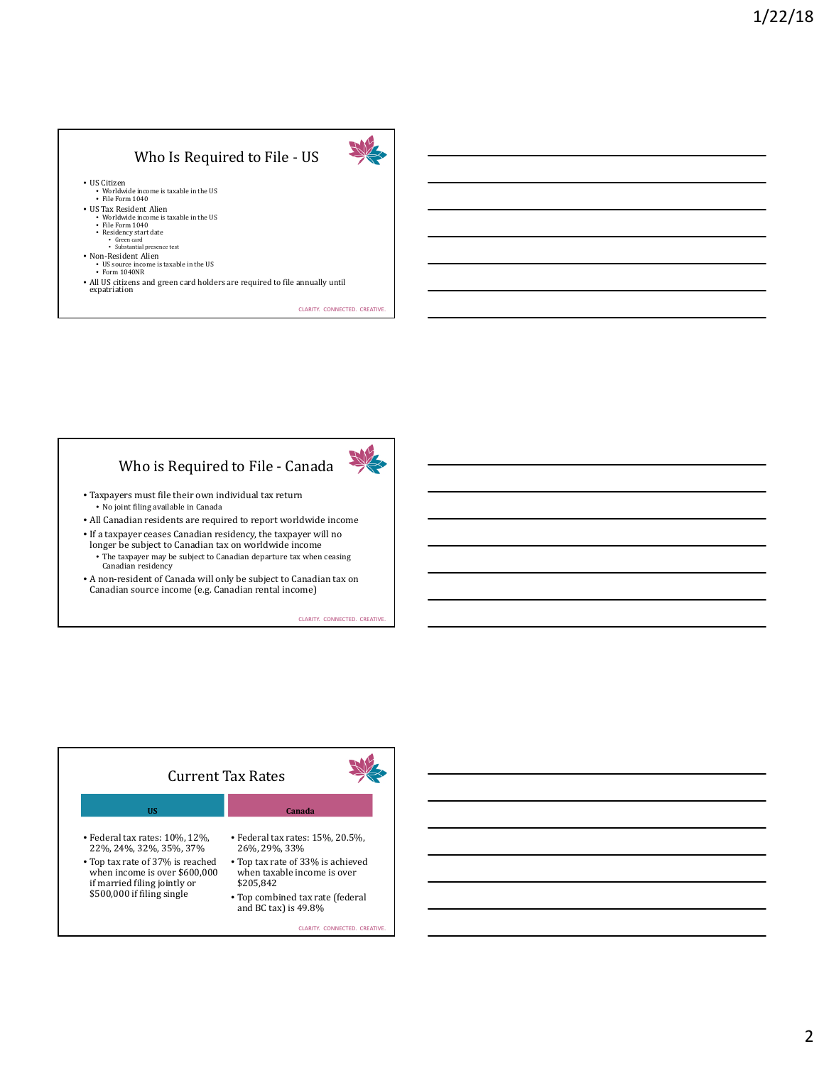## Who Is Required to File - US

- US Citizen
  - Worldwide income is taxable in the US
  - File Form 1040
- US Tax Resident Alien
  - Worldwide income is taxable in the US
  - File Form 1040
  - Residency start date
    - Green card
    - Substantial presence test
- Non-Resident Alien
  - US source income is taxable in the US
  - Form 1040NR
- All US citizens and green card holders are required to file annually until expatriation

CLARITY. CONNECTED. CREATIVE.

## Who is Required to File - Canada

- Taxpayers must file their own individual tax return
  - No joint filing available in Canada
- All Canadian residents are required to report worldwide income
- If a taxpayer ceases Canadian residency, the taxpayer will no longer be subject to Canadian tax on worldwide income
  - The taxpayer may be subject to Canadian departure tax when ceasing Canadian residency
- A non-resident of Canada will only be subject to Canadian tax on Canadian source income (e.g. Canadian rental income)

CLARITY. CONNECTED. CREATIVE.

## Current Tax Rates

**US**

- Federal tax rates: 10%, 12%, 22%, 24%, 32%, 35%, 37%
- Top tax rate of 37% is reached when income is over $600,000 if married filing jointly or $500,000 if filing single

**Canada**

- Federal tax rates: 15%, 20.5%, 26%, 29%, 33%
- Top tax rate of 33% is achieved when taxable income is over $205,842
- Top combined tax rate (federal and BC tax) is 49.8%

CLARITY. CONNECTED. CREATIVE.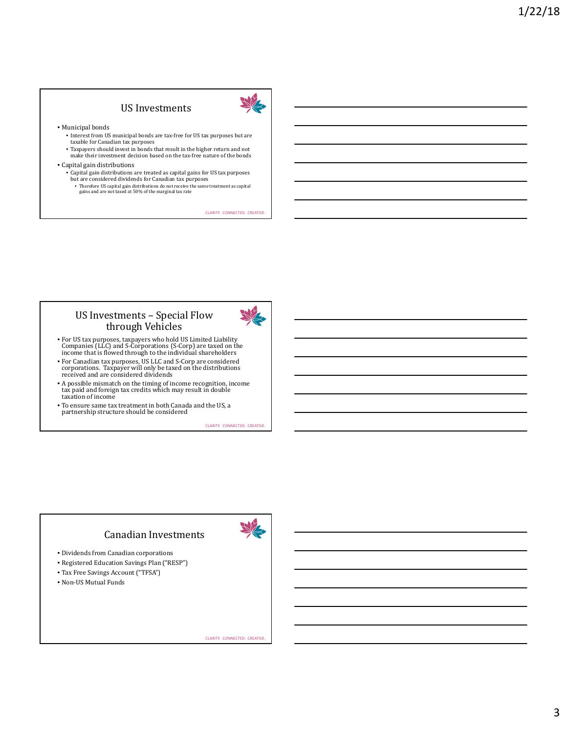## US Investments

- Municipal bonds
  - Interest from US municipal bonds are tax-free for US tax purposes but are taxable for Canadian tax purposes
  - Taxpayers should invest in bonds that result in the higher return and not make their investment decision based on the tax-free nature of the bonds
- Capital gain distributions
  - Capital gain distributions are treated as capital gains for US tax purposes but are considered dividends for Canadian tax purposes
    - Therefore US capital gain distributions do not receive the same treatment as capital gains and are not taxed at 50% of the marginal tax rate

CLARITY. CONNECTED. CREATIVE.

## US Investments – Special Flow through Vehicles

- For US tax purposes, taxpayers who hold US Limited Liability Companies (LLC) and S-Corporations (S-Corp) are taxed on the income that is flowed through to the individual shareholders
- For Canadian tax purposes, US LLC and S-Corp are considered corporations. Taxpayer will only be taxed on the distributions received and are considered dividends
- A possible mismatch on the timing of income recognition, income tax paid and foreign tax credits which may result in double taxation of income
- To ensure same tax treatment in both Canada and the US, a partnership structure should be considered

CLARITY. CONNECTED. CREATIVE.

## Canadian Investments

- Dividends from Canadian corporations
- Registered Education Savings Plan ("RESP")
- Tax Free Savings Account ("TFSA")
- Non-US Mutual Funds

CLARITY. CONNECTED. CREATIVE.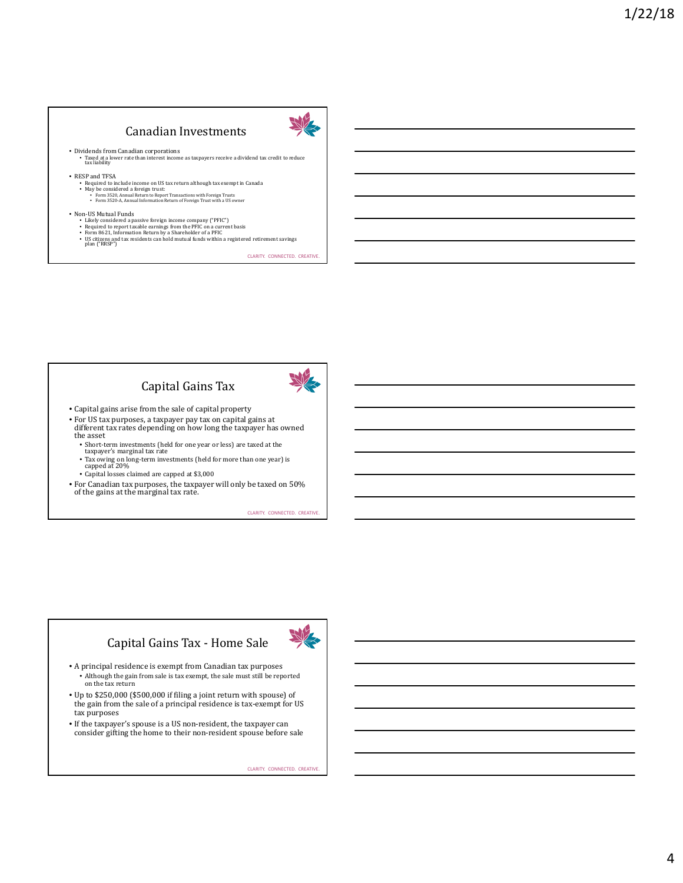## Canadian Investments

- Dividends from Canadian corporations
  - Taxed at a lower rate than interest income as taxpayers receive a dividend tax credit to reduce tax liability
- RESP and TFSA
  - Required to include income on US tax return although tax exempt in Canada
  - May be considered a foreign trust:
    - Form 3520, Annual Return to Report Transactions with Foreign Trusts
    - Form 3520-A, Annual Information Return of Foreign Trust with a US owner
- Non-US Mutual Funds
  - Likely considered a passive foreign income company ("PFIC")
  - Required to report taxable earnings from the PFIC on a current basis
  - Form 8621, Information Return by a Shareholder of a PFIC
  - US citizens and tax residents can hold mutual funds within a registered retirement savings plan ("RRSP")

CLARITY. CONNECTED. CREATIVE.

## Capital Gains Tax

- Capital gains arise from the sale of capital property
- For US tax purposes, a taxpayer pay tax on capital gains at different tax rates depending on how long the taxpayer has owned the asset
  - Short-term investments (held for one year or less) are taxed at the taxpayer's marginal tax rate
  - Tax owing on long-term investments (held for more than one year) is capped at 20%
  - Capital losses claimed are capped at $3,000
- For Canadian tax purposes, the taxpayer will only be taxed on 50% of the gains at the marginal tax rate.

CLARITY. CONNECTED. CREATIVE.

## Capital Gains Tax - Home Sale

- A principal residence is exempt from Canadian tax purposes
  - Although the gain from sale is tax exempt, the sale must still be reported on the tax return
- Up to $250,000 ($500,000 if filing a joint return with spouse) of the gain from the sale of a principal residence is tax-exempt for US tax purposes
- If the taxpayer's spouse is a US non-resident, the taxpayer can consider gifting the home to their non-resident spouse before sale

CLARITY. CONNECTED. CREATIVE.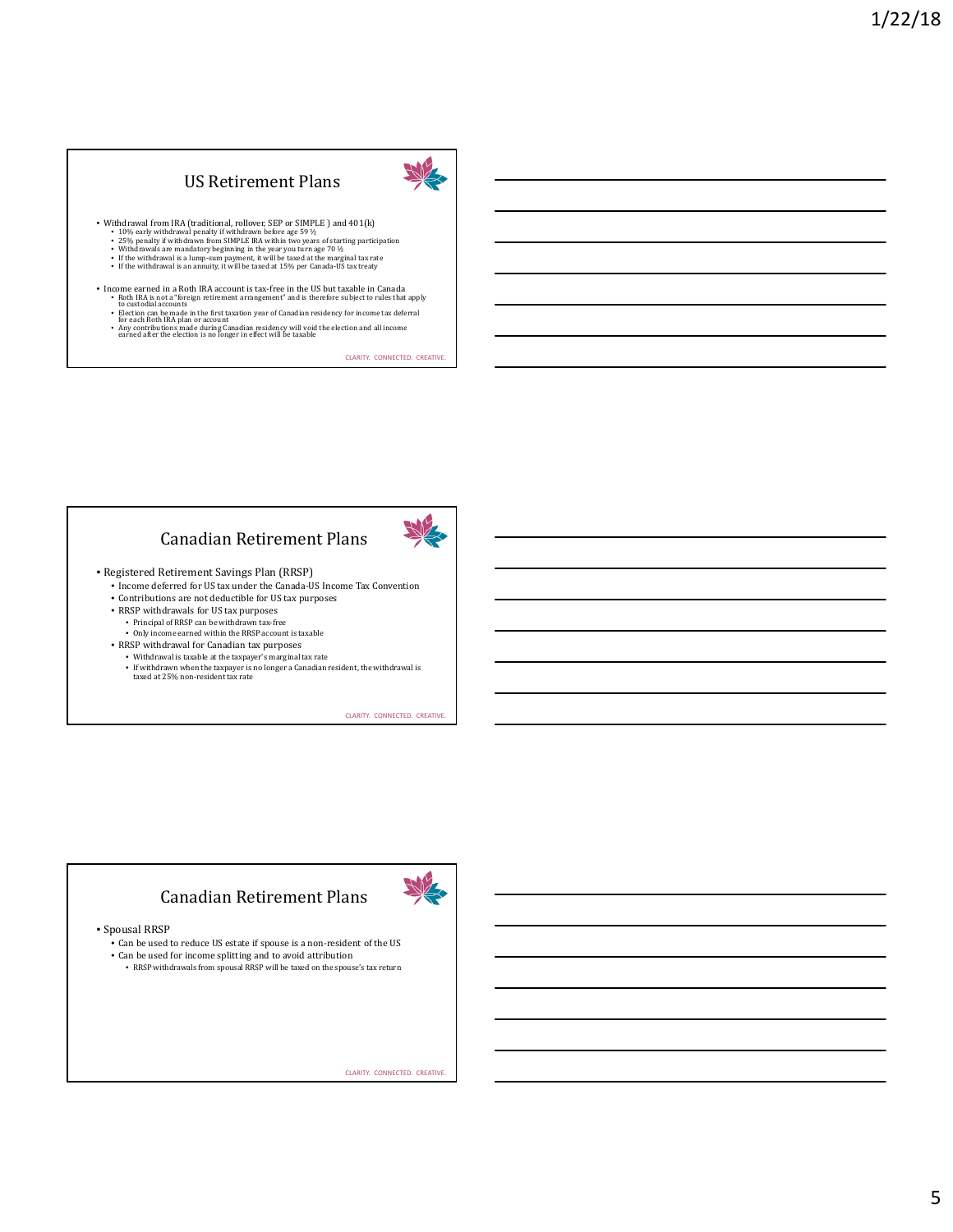## US Retirement Plans

- Withdrawal from IRA (traditional, rollover, SEP or SIMPLE ) and 401(k)
  - 10% early withdrawal penalty if withdrawn before age 59 ½
  - 25% penalty if withdrawn from SIMPLE IRA within two years of starting participation
  - Withdrawals are mandatory beginning in the year you turn age 70 ½
  - If the withdrawal is a lump-sum payment, it will be taxed at the marginal tax rate
  - If the withdrawal is an annuity, it will be taxed at 15% per Canada-US tax treaty
- Income earned in a Roth IRA account is tax-free in the US but taxable in Canada
  - Roth IRA is not a "foreign retirement arrangement" and is therefore subject to rules that apply to custodial accounts
  - Election can be made in the first taxation year of Canadian residency for income tax deferral for each Roth IRA plan or account
  - Any contributions made during Canadian residency will void the election and all income earned after the election is no longer in effect will be taxable

CLARITY. CONNECTED. CREATIVE.

## Canadian Retirement Plans

- Registered Retirement Savings Plan (RRSP)
  - Income deferred for US tax under the Canada-US Income Tax Convention
  - Contributions are not deductible for US tax purposes
  - RRSP withdrawals for US tax purposes
    - Principal of RRSP can be withdrawn tax-free
    - Only income earned within the RRSP account is taxable
  - RRSP withdrawal for Canadian tax purposes
    - Withdrawal is taxable at the taxpayer's marginal tax rate
    - If withdrawn when the taxpayer is no longer a Canadian resident, the withdrawal is taxed at 25% non-resident tax rate

CLARITY. CONNECTED. CREATIVE.

## Canadian Retirement Plans

- Spousal RRSP
  - Can be used to reduce US estate if spouse is a non-resident of the US
  - Can be used for income splitting and to avoid attribution
    - RRSP withdrawals from spousal RRSP will be taxed on the spouse's tax return

CLARITY. CONNECTED. CREATIVE.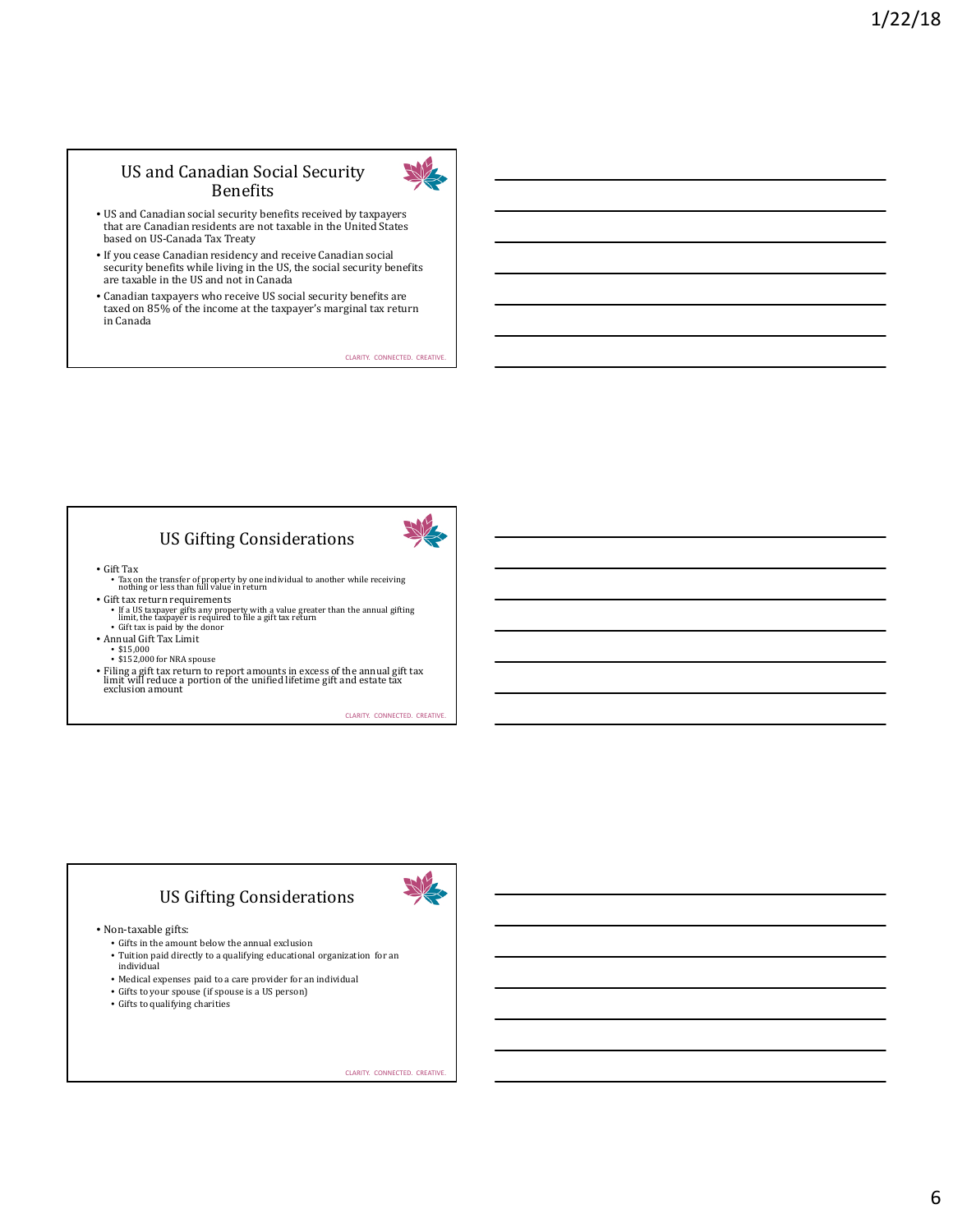## US and Canadian Social Security Benefits

- US and Canadian social security benefits received by taxpayers that are Canadian residents are not taxable in the United States based on US-Canada Tax Treaty
- If you cease Canadian residency and receive Canadian social security benefits while living in the US, the social security benefits are taxable in the US and not in Canada
- Canadian taxpayers who receive US social security benefits are taxed on 85% of the income at the taxpayer's marginal tax return in Canada

CLARITY. CONNECTED. CREATIVE.

## US Gifting Considerations

- Gift Tax
  - Tax on the transfer of property by one individual to another while receiving nothing or less than full value in return
- Gift tax return requirements
  - If a US taxpayer gifts any property with a value greater than the annual gifting limit, the taxpayer is required to file a gift tax return
  - Gift tax is paid by the donor
- Annual Gift Tax Limit
  - $15,000
  - $152,000 for NRA spouse
- Filing a gift tax return to report amounts in excess of the annual gift tax limit will reduce a portion of the unified lifetime gift and estate tax exclusion amount

CLARITY. CONNECTED. CREATIVE.

## US Gifting Considerations

- Non-taxable gifts:
  - Gifts in the amount below the annual exclusion
  - Tuition paid directly to a qualifying educational organization for an individual
  - Medical expenses paid to a care provider for an individual
  - Gifts to your spouse (if spouse is a US person)
  - Gifts to qualifying charities

CLARITY. CONNECTED. CREATIVE.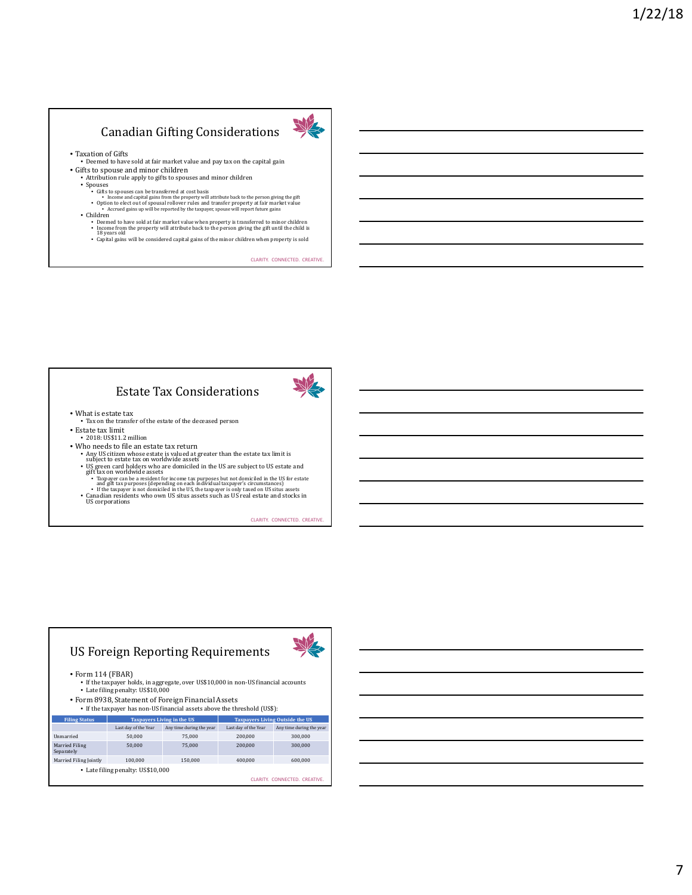## Canadian Gifting Considerations

- Taxation of Gifts
  - Deemed to have sold at fair market value and pay tax on the capital gain
- Gifts to spouse and minor children
  - Attribution rule apply to gifts to spouses and minor children
  - Spouses
    - Gifts to spouses can be transferred at cost basis
      - Income and capital gains from the property will attribute back to the person giving the gift
    - Option to elect out of spousal rollover rules and transfer property at fair market value
      - Accrued gains up will be reported by the taxpayer, spouse will report future gains
  - Children
    - Deemed to have sold at fair market value when property is transferred to minor children
    - Income from the property will attribute back to the person giving the gift until the child is 18 years old
    - Capital gains will be considered capital gains of the minor children when property is sold

CLARITY. CONNECTED. CREATIVE.

## Estate Tax Considerations

- What is estate tax
  - Tax on the transfer of the estate of the deceased person
- Estate tax limit
  - 2018: US$11.2 million
- Who needs to file an estate tax return
  - Any US citizen whose estate is valued at greater than the estate tax limit is subject to estate tax on worldwide assets
  - US green card holders who are domiciled in the US are subject to US estate and gift tax on worldwide assets
    - Taxpayer can be a resident for income tax purposes but not domiciled in the US for estate and gift tax purposes (depending on each individual taxpayer's circumstances)
    - If the taxpayer is not domiciled in the US, the taxpayer is only taxed on US situs assets
  - Canadian residents who own US situs assets such as US real estate and stocks in US corporations

CLARITY. CONNECTED. CREATIVE.

## US Foreign Reporting Requirements

- Form 114 (FBAR)
  - If the taxpayer holds, in aggregate, over US$10,000 in non-US financial accounts
  - Late filing penalty: US$10,000
- Form 8938, Statement of Foreign Financial Assets
  - If the taxpayer has non-US financial assets above the threshold (US$):

| Filing Status | Taxpayers Living in the US | | Taxpayers Living Outside the US | |
|---|---|---|---|---|
| | Last day of the Year | Any time during the year | Last day of the Year | Any time during the year |
| Unmarried | 50,000 | 75,000 | 200,000 | 300,000 |
| Married Filing Separately | 50,000 | 75,000 | 200,000 | 300,000 |
| Married Filing Jointly | 100,000 | 150,000 | 400,000 | 600,000 |

  - Late filing penalty: US$10,000

CLARITY. CONNECTED. CREATIVE.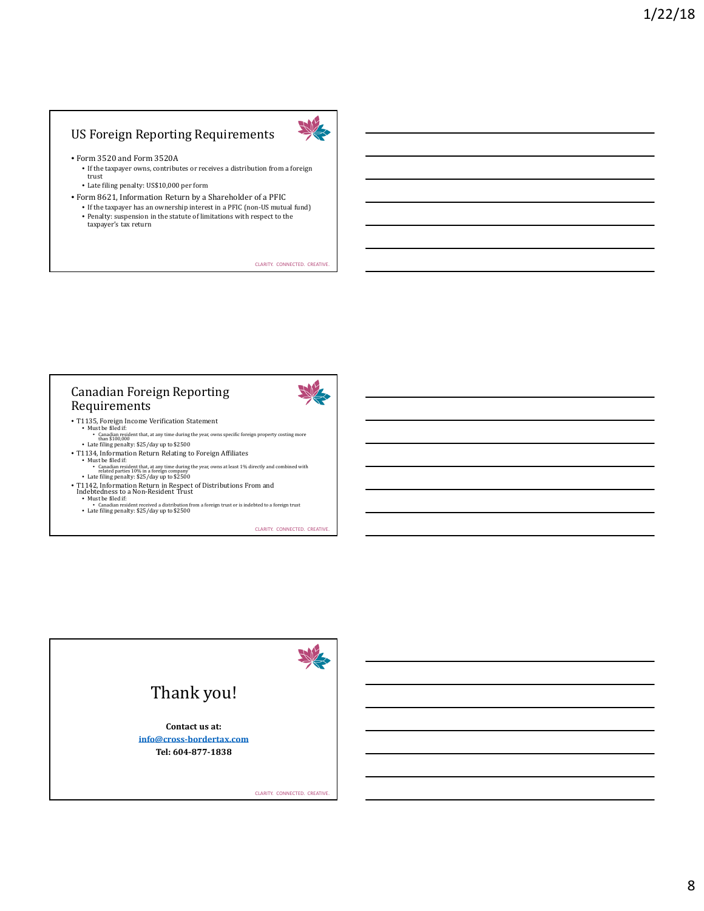## US Foreign Reporting Requirements

- Form 3520 and Form 3520A
  - If the taxpayer owns, contributes or receives a distribution from a foreign trust
  - Late filing penalty: US$10,000 per form
- Form 8621, Information Return by a Shareholder of a PFIC
  - If the taxpayer has an ownership interest in a PFIC (non-US mutual fund)
  - Penalty: suspension in the statute of limitations with respect to the taxpayer's tax return

CLARITY. CONNECTED. CREATIVE.

## Canadian Foreign Reporting Requirements

- T1135, Foreign Income Verification Statement
  - Must be filed if:
    - Canadian resident that, at any time during the year, owns specific foreign property costing more than $100,000
  - Late filing penalty: $25/day up to $2500
- T1134, Information Return Relating to Foreign Affiliates
  - Must be filed if:
    - Canadian resident that, at any time during the year, owns at least 1% directly and combined with related parties 10% in a foreign company
  - Late filing penalty: $25/day up to $2500
- T1142, Information Return in Respect of Distributions From and Indebtedness to a Non-Resident Trust
  - Must be filed if:
    - Canadian resident received a distribution from a foreign trust or is indebted to a foreign trust
  - Late filing penalty: $25/day up to $2500

CLARITY. CONNECTED. CREATIVE.

# Thank you!

**Contact us at:**

**info@cross-bordertax.com**

**Tel: 604-877-1838**

CLARITY. CONNECTED. CREATIVE.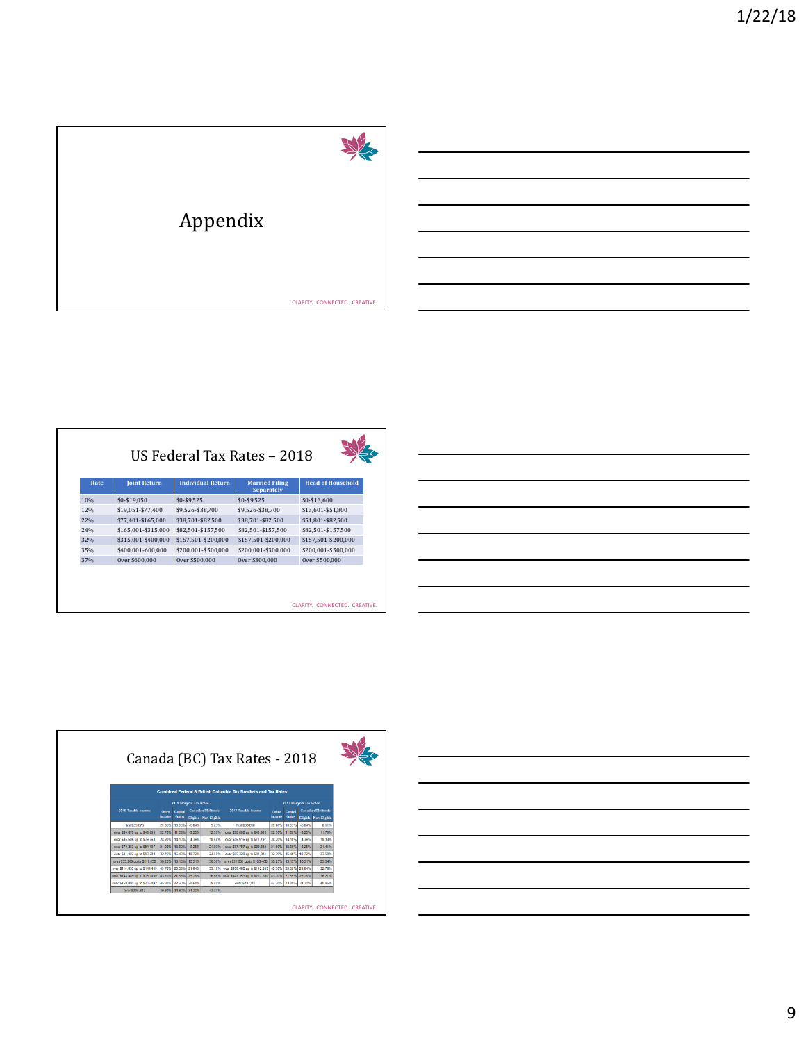# Appendix

CLARITY. CONNECTED. CREATIVE.

## US Federal Tax Rates – 2018

| Rate | Joint Return | Individual Return | Married Filing Separately | Head of Household |
|---|---|---|---|---|
| 10% | $0-$19,050 | $0-$9,525 | $0-$9,525 | $0-$13,600 |
| 12% | $19,051-$77,400 | $9,526-$38,700 | $9,526-$38,700 | $13,601-$51,800 |
| 22% | $77,401-$165,000 | $38,701-$82,500 | $38,701-$82,500 | $51,801-$82,500 |
| 24% | $165,001-$315,000 | $82,501-$157,500 | $82,501-$157,500 | $82,501-$157,500 |
| 32% | $315,001-$400,000 | $157,501-$200,000 | $157,501-$200,000 | $157,501-$200,000 |
| 35% | $400,001-600,000 | $200,001-$500,000 | $200,001-$300,000 | $200,001-$500,000 |
| 37% | Over $600,000 | Over $500,000 | Over $300,000 | Over $500,000 |

CLARITY. CONNECTED. CREATIVE.

## Canada (BC) Tax Rates - 2018

**Combined Federal & British Columbia Tax Brackets and Tax Rates**

| 2018 Taxable Income | 2018 Marginal Tax Rates | | | | 2017 Taxable Income | 2017 Marginal Tax Rates | | | |
|---|---|---|---|---|---|---|---|---|---|
| | Other Income | Capital Gains | Canadian Dividends Eligible | Canadian Dividends Non-Eligible | | Other Income | Capital Gains | Canadian Dividends Eligible | Canadian Dividends Non-Eligible |
| first $39,676 | 20.06% | 10.03% | -6.84% | 5.23% | first $38,898 | 20.06% | 10.03% | -6.84% | 8.61% |
| over $39,676 up to $46,605 | 22.70% | 11.35% | -3.20% | 12.39% | over $38,898 up to $45,916 | 22.70% | 11.35% | -3.20% | 11.78% |
| over $46,605 up to $79,353 | 28.20% | 14.10% | 4.39% | 18.68% | over $45,916 up to $77,797 | 28.20% | 14.10% | 4.39% | 18.13% |
| over $79,353 up to $91,107 | 31.00% | 15.50% | 8.25% | 21.93% | over $77,797 up to $89,320 | 31.00% | 15.50% | 8.25% | 21.41% |
| over $91,107 up to $93,208 | 32.79% | 16.40% | 10.72% | 24.03% | over $89,320 up to $91,831 | 32.79% | 16.40% | 10.72% | 23.49% |
| over $93,208 up to $110,630 | 38.29% | 19.15% | 18.31% | 30.38% | over $91,831 up to $108,460 | 38.29% | 19.15% | 18.31% | 29.94% |
| over $110,630 up to $144,489 | 40.70% | 20.35% | 21.64% | 33.18% | over $108,460 up to $142,353 | 40.70% | 20.35% | 21.64% | 32.76% |
| over $144,489 up to $150,000 | 43.70% | 21.85% | 25.78% | 36.66% | over $142,353 up to $202,800 | 43.70% | 21.85% | 25.78% | 36.27% |
| over $150,000 up to $205,842 | 45.80% | 22.90% | 28.68% | 39.09% | over $202,800 | 47.70% | 23.85% | 31.30% | 40.96% |
| over $205,842 | 49.80% | 24.90% | 34.20% | 43.73% | | | | | |

CLARITY. CONNECTED. CREATIVE.